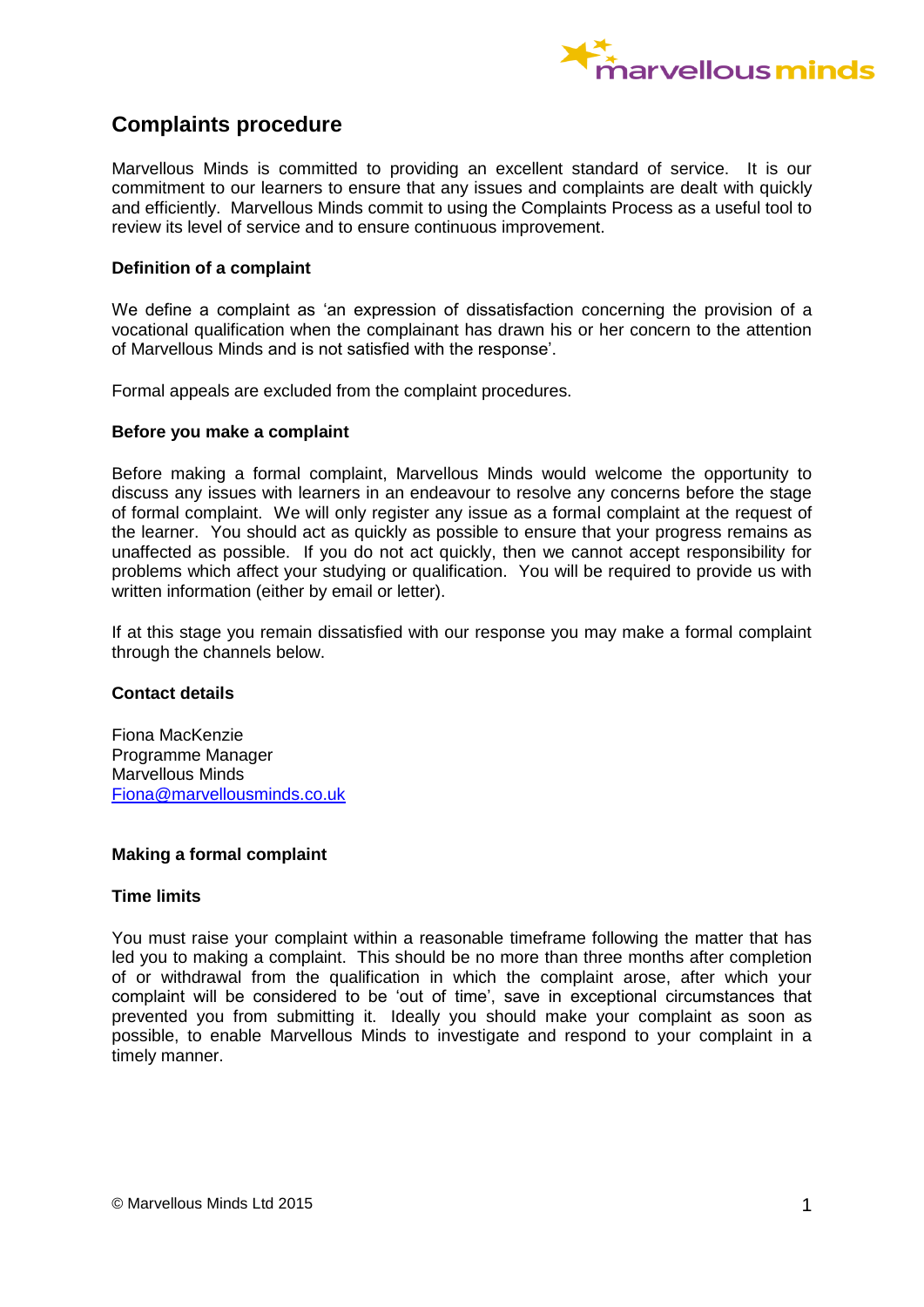# Complaints procedure

Marvellous Minds is committed to providing an excellent standard of service. It is our commitment to our learners to ensure that any issues and complaints are dealt with quickly and efficiently. Marvellous Minds commit to using the Complaints Process as a useful tool to review its level of service and to ensure continuous improvement.

**Definition of a complaint**

We define a complaint as 'an expression of dissatisfaction concerning the provision of a vocational qualification when the complainant has drawn his or her concern to the attention of Marvellous Minds and is not satisfied with the response'.

Formal appeals are excluded from the complaint procedures.

**Before you make a complaint**

Before making a formal complaint, Marvellous Minds would welcome the opportunity to discuss any issues with learners in an endeavour to resolve any concerns before the stage of formal complaint. We will only register any issue as a formal complaint at the request of the learner. You should act as quickly as possible to ensure that your progress remains as unaffected as possible. If you do not act quickly, then we cannot accept responsibility for problems which affect your studying or qualification. You will be required to provide us with written information (either by email or letter).

If at this stage you remain dissatisfied with our response you may make a formal complaint through the channels below.

**Contact details**

Fiona MacKenzie
Programme Manager
Marvellous Minds
Fiona@marvellousminds.co.uk

**Making a formal complaint**

**Time limits**

You must raise your complaint within a reasonable timeframe following the matter that has led you to making a complaint. This should be no more than three months after completion of or withdrawal from the qualification in which the complaint arose, after which your complaint will be considered to be 'out of time', save in exceptional circumstances that prevented you from submitting it. Ideally you should make your complaint as soon as possible, to enable Marvellous Minds to investigate and respond to your complaint in a timely manner.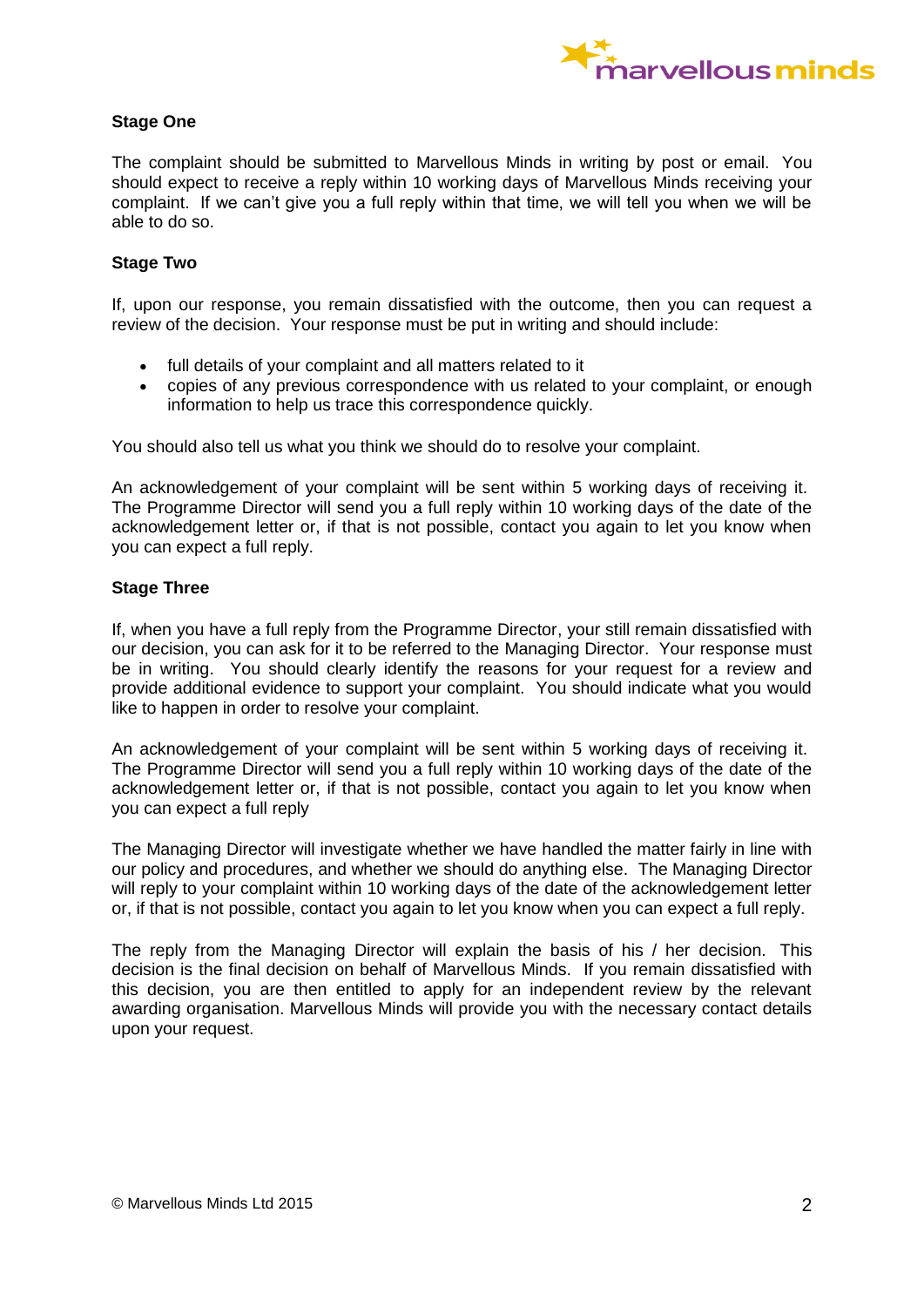**Stage One**

The complaint should be submitted to Marvellous Minds in writing by post or email. You should expect to receive a reply within 10 working days of Marvellous Minds receiving your complaint. If we can't give you a full reply within that time, we will tell you when we will be able to do so.

**Stage Two**

If, upon our response, you remain dissatisfied with the outcome, then you can request a review of the decision. Your response must be put in writing and should include:

- full details of your complaint and all matters related to it
- copies of any previous correspondence with us related to your complaint, or enough information to help us trace this correspondence quickly.

You should also tell us what you think we should do to resolve your complaint.

An acknowledgement of your complaint will be sent within 5 working days of receiving it. The Programme Director will send you a full reply within 10 working days of the date of the acknowledgement letter or, if that is not possible, contact you again to let you know when you can expect a full reply.

**Stage Three**

If, when you have a full reply from the Programme Director, your still remain dissatisfied with our decision, you can ask for it to be referred to the Managing Director. Your response must be in writing. You should clearly identify the reasons for your request for a review and provide additional evidence to support your complaint. You should indicate what you would like to happen in order to resolve your complaint.

An acknowledgement of your complaint will be sent within 5 working days of receiving it. The Programme Director will send you a full reply within 10 working days of the date of the acknowledgement letter or, if that is not possible, contact you again to let you know when you can expect a full reply

The Managing Director will investigate whether we have handled the matter fairly in line with our policy and procedures, and whether we should do anything else. The Managing Director will reply to your complaint within 10 working days of the date of the acknowledgement letter or, if that is not possible, contact you again to let you know when you can expect a full reply.

The reply from the Managing Director will explain the basis of his / her decision. This decision is the final decision on behalf of Marvellous Minds. If you remain dissatisfied with this decision, you are then entitled to apply for an independent review by the relevant awarding organisation. Marvellous Minds will provide you with the necessary contact details upon your request.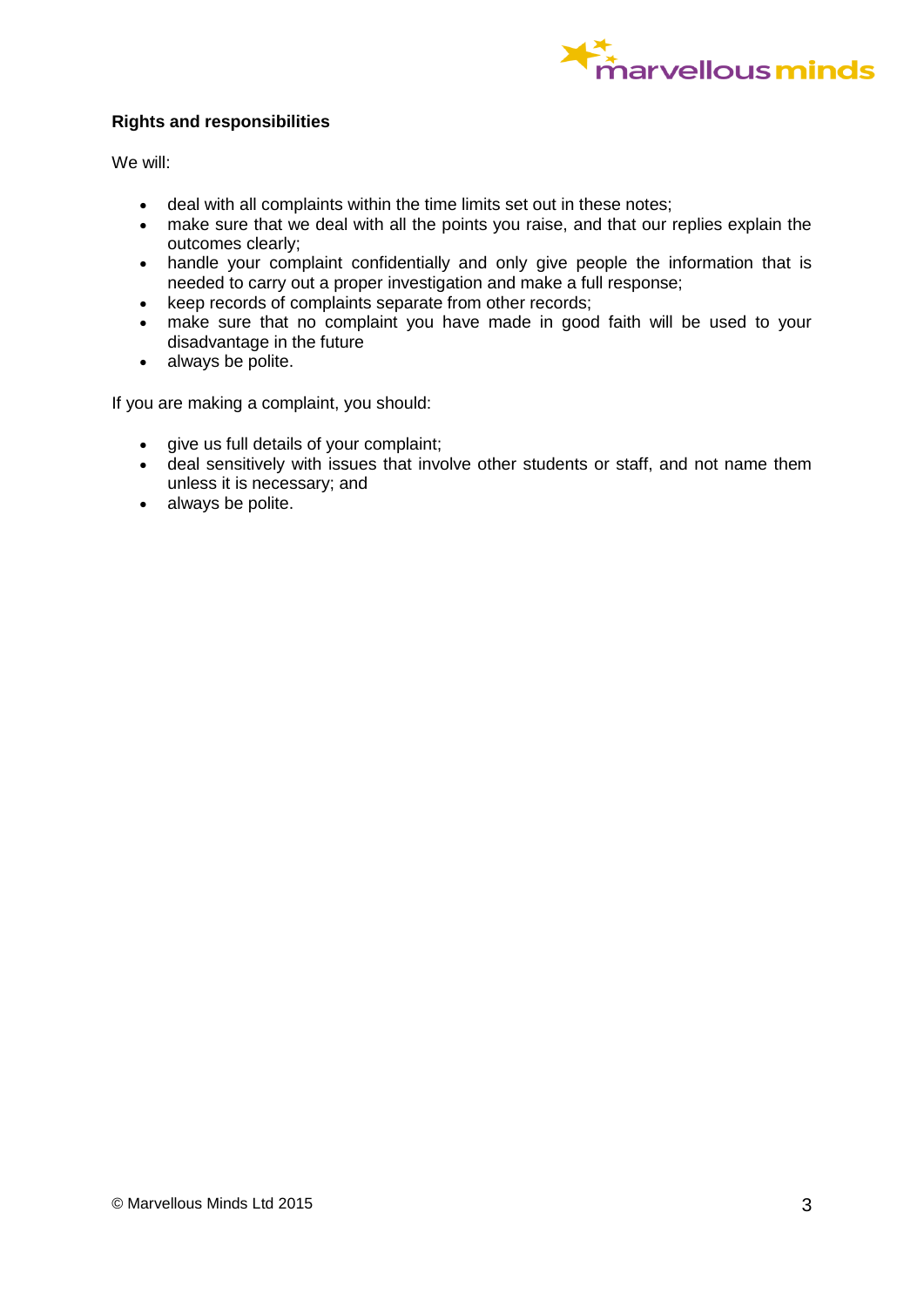**Rights and responsibilities**

We will:

- deal with all complaints within the time limits set out in these notes;
- make sure that we deal with all the points you raise, and that our replies explain the outcomes clearly;
- handle your complaint confidentially and only give people the information that is needed to carry out a proper investigation and make a full response;
- keep records of complaints separate from other records;
- make sure that no complaint you have made in good faith will be used to your disadvantage in the future
- always be polite.

If you are making a complaint, you should:

- give us full details of your complaint;
- deal sensitively with issues that involve other students or staff, and not name them unless it is necessary; and
- always be polite.